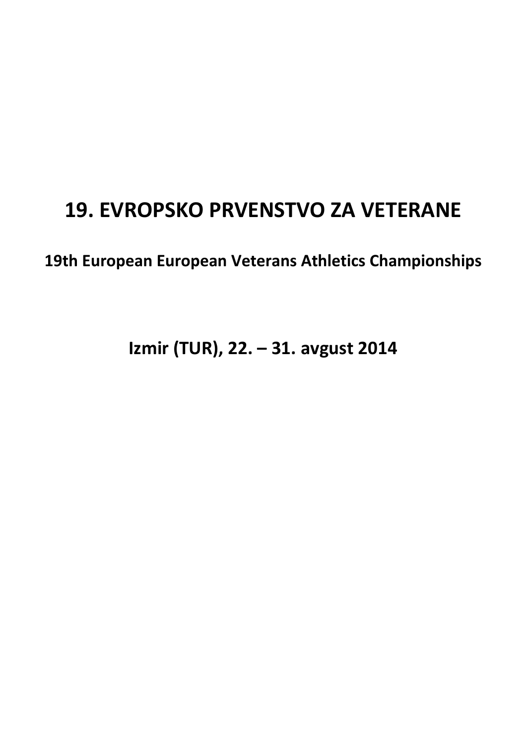# 19. EVROPSKO PRVENSTVO ZA VETERANE

**19th European European Veterans Athletics Championships**

**Izmir (TUR), 22. – 31. avgust 2014**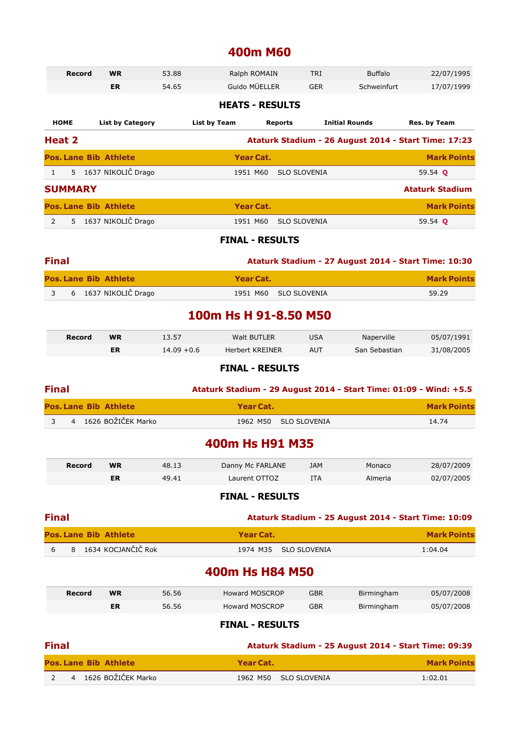# 400m M60

| Record | | | | | | |
|---|---|---|---|---|---|---|
| Record | WR | 53.88 | Ralph ROMAIN | TRI | Buffalo | 22/07/1995 |
| | ER | 54.65 | Guido MÜELLER | GER | Schweinfurt | 17/07/1999 |

### HEATS - RESULTS

HOME | List by Category | List by Team | Reports | Initial Rounds | Res. by Team

## Heat 2

**Ataturk Stadium - 26 August 2014 - Start Time: 17:23**

| Pos. | Lane | Bib | Athlete | Year | Cat. | | Mark | Points |
|---|---|---|---|---|---|---|---|---|
| 1 | 5 | 1637 | NIKOLIČ Drago | 1951 | M60 | SLO SLOVENIA | 59.54 **Q** | |

## SUMMARY

**Ataturk Stadium**

| Pos. | Lane | Bib | Athlete | Year | Cat. | | Mark | Points |
|---|---|---|---|---|---|---|---|---|
| 2 | 5 | 1637 | NIKOLIČ Drago | 1951 | M60 | SLO SLOVENIA | 59.54 **Q** | |

### FINAL - RESULTS

## Final

**Ataturk Stadium - 27 August 2014 - Start Time: 10:30**

| Pos. | Lane | Bib | Athlete | Year | Cat. | | Mark | Points |
|---|---|---|---|---|---|---|---|---|
| 3 | 6 | 1637 | NIKOLIČ Drago | 1951 | M60 | SLO SLOVENIA | 59.29 | |

# 100m Hs H 91-8.50 M50

| Record | | | | | | |
|---|---|---|---|---|---|---|
| Record | WR | 13.57 | Walt BUTLER | USA | Naperville | 05/07/1991 |
| | ER | 14.09 +0.6 | Herbert KREINER | AUT | San Sebastian | 31/08/2005 |

### FINAL - RESULTS

## Final

**Ataturk Stadium - 29 August 2014 - Start Time: 01:09 - Wind: +5.5**

| Pos. | Lane | Bib | Athlete | Year | Cat. | | Mark | Points |
|---|---|---|---|---|---|---|---|---|
| 3 | 4 | 1626 | BOŽIČEK Marko | 1962 | M50 | SLO SLOVENIA | 14.74 | |

# 400m Hs H91 M35

| Record | | | | | | |
|---|---|---|---|---|---|---|
| Record | WR | 48.13 | Danny Mc FARLANE | JAM | Monaco | 28/07/2009 |
| | ER | 49.41 | Laurent OTTOZ | ITA | Almeria | 02/07/2005 |

### FINAL - RESULTS

## Final

**Ataturk Stadium - 25 August 2014 - Start Time: 10:09**

| Pos. | Lane | Bib | Athlete | Year | Cat. | | Mark | Points |
|---|---|---|---|---|---|---|---|---|
| 6 | 8 | 1634 | KOCJANČIČ Rok | 1974 | M35 | SLO SLOVENIA | 1:04.04 | |

# 400m Hs H84 M50

| Record | | | | | | |
|---|---|---|---|---|---|---|
| Record | WR | 56.56 | Howard MOSCROP | GBR | Birmingham | 05/07/2008 |
| | ER | 56.56 | Howard MOSCROP | GBR | Birmingham | 05/07/2008 |

### FINAL - RESULTS

## Final

**Ataturk Stadium - 25 August 2014 - Start Time: 09:39**

| Pos. | Lane | Bib | Athlete | Year | Cat. | | Mark | Points |
|---|---|---|---|---|---|---|---|---|
| 2 | 4 | 1626 | BOŽIČEK Marko | 1962 | M50 | SLO SLOVENIA | 1:02.01 | |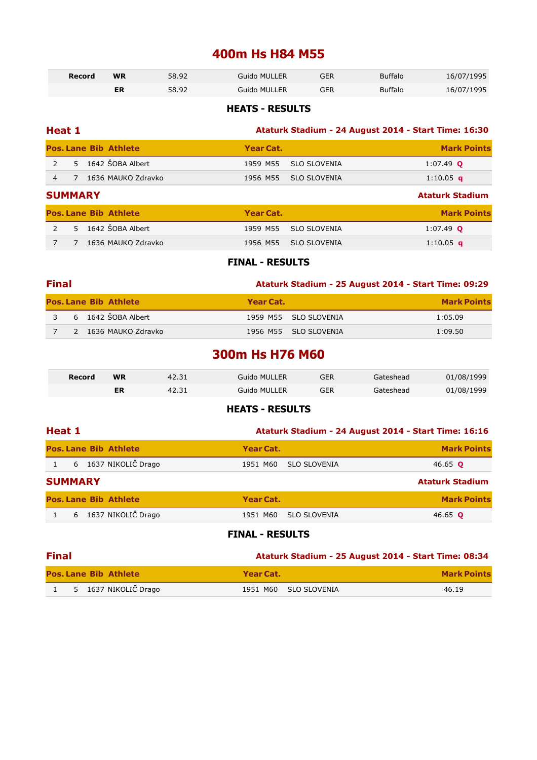# 400m Hs H84 M55

| Record | | | | | | |
|---|---|---|---|---|---|---|
| Record | WR | 58.92 | Guido MULLER | GER | Buffalo | 16/07/1995 |
| | ER | 58.92 | Guido MULLER | GER | Buffalo | 16/07/1995 |

## HEATS - RESULTS

### Heat 1

**Ataturk Stadium - 24 August 2014 - Start Time: 16:30**

| Pos. | Lane | Bib | Athlete | Year | Cat. | | Mark | Points |
|---|---|---|---|---|---|---|---|---|
| 2 | 5 | 1642 | ŠOBA Albert | 1959 | M55 | SLO SLOVENIA | 1:07.49 Q | |
| 4 | 7 | 1636 | MAUKO Zdravko | 1956 | M55 | SLO SLOVENIA | 1:10.05 q | |

### SUMMARY

**Ataturk Stadium**

| Pos. | Lane | Bib | Athlete | Year | Cat. | | Mark | Points |
|---|---|---|---|---|---|---|---|---|
| 2 | 5 | 1642 | ŠOBA Albert | 1959 | M55 | SLO SLOVENIA | 1:07.49 Q | |
| 7 | 7 | 1636 | MAUKO Zdravko | 1956 | M55 | SLO SLOVENIA | 1:10.05 q | |

## FINAL - RESULTS

### Final

**Ataturk Stadium - 25 August 2014 - Start Time: 09:29**

| Pos. | Lane | Bib | Athlete | Year | Cat. | | Mark | Points |
|---|---|---|---|---|---|---|---|---|
| 3 | 6 | 1642 | ŠOBA Albert | 1959 | M55 | SLO SLOVENIA | 1:05.09 | |
| 7 | 2 | 1636 | MAUKO Zdravko | 1956 | M55 | SLO SLOVENIA | 1:09.50 | |

# 300m Hs H76 M60

| Record | | | | | | |
|---|---|---|---|---|---|---|
| Record | WR | 42.31 | Guido MULLER | GER | Gateshead | 01/08/1999 |
| | ER | 42.31 | Guido MULLER | GER | Gateshead | 01/08/1999 |

## HEATS - RESULTS

### Heat 1

**Ataturk Stadium - 24 August 2014 - Start Time: 16:16**

| Pos. | Lane | Bib | Athlete | Year | Cat. | | Mark | Points |
|---|---|---|---|---|---|---|---|---|
| 1 | 6 | 1637 | NIKOLIČ Drago | 1951 | M60 | SLO SLOVENIA | 46.65 Q | |

### SUMMARY

**Ataturk Stadium**

| Pos. | Lane | Bib | Athlete | Year | Cat. | | Mark | Points |
|---|---|---|---|---|---|---|---|---|
| 1 | 6 | 1637 | NIKOLIČ Drago | 1951 | M60 | SLO SLOVENIA | 46.65 Q | |

## FINAL - RESULTS

### Final

**Ataturk Stadium - 25 August 2014 - Start Time: 08:34**

| Pos. | Lane | Bib | Athlete | Year | Cat. | | Mark | Points |
|---|---|---|---|---|---|---|---|---|
| 1 | 5 | 1637 | NIKOLIČ Drago | 1951 | M60 | SLO SLOVENIA | 46.19 | |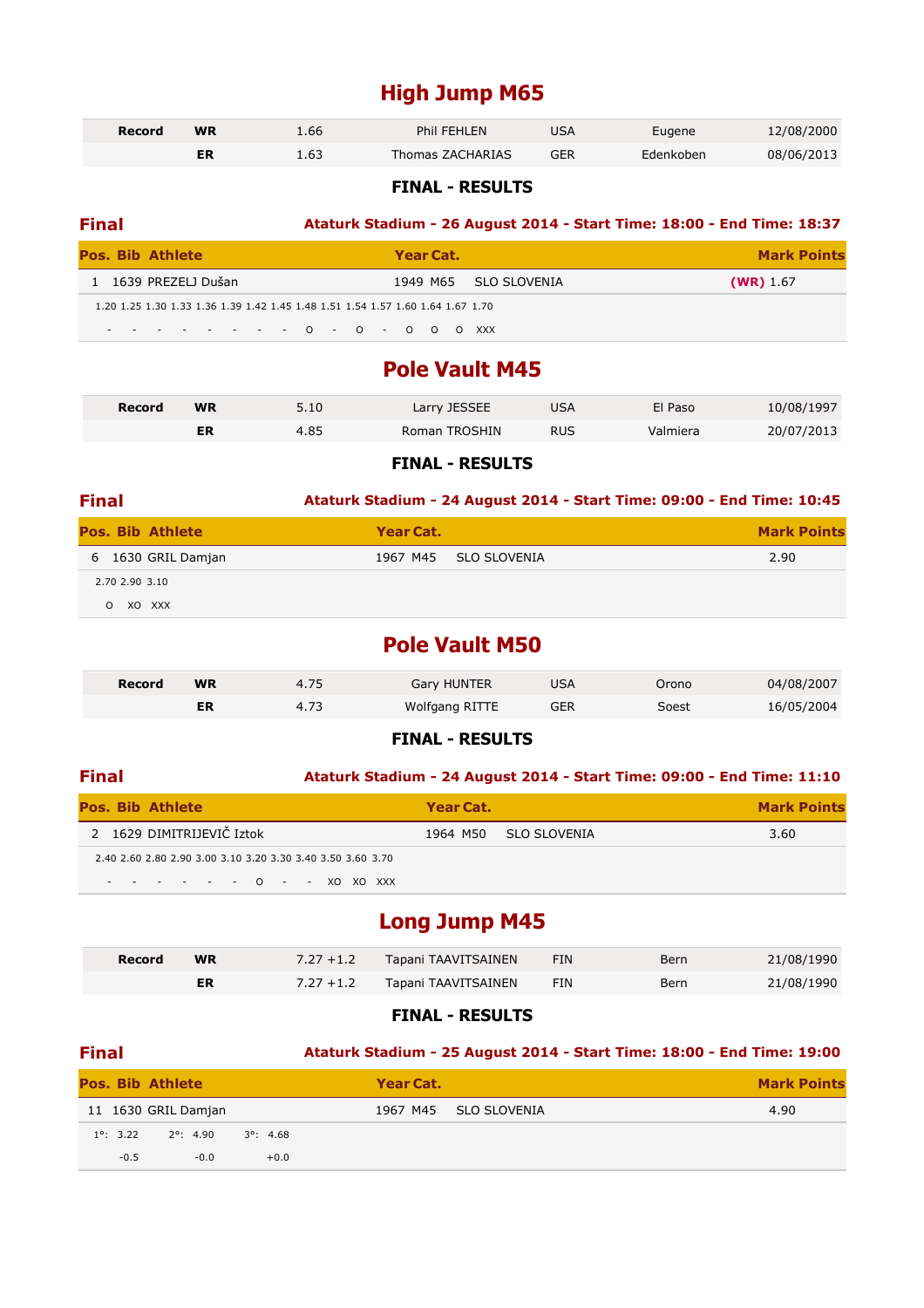# High Jump M65

| Record | WR | 1.66 | Phil FEHLEN | USA | Eugene | 12/08/2000 |
|---|---|---|---|---|---|---|
| | ER | 1.63 | Thomas ZACHARIAS | GER | Edenkoben | 08/06/2013 |

### FINAL - RESULTS

**Final** — **Ataturk Stadium - 26 August 2014 - Start Time: 18:00 - End Time: 18:37**

| Pos. | Bib | Athlete | Year | Cat. | | Mark | Points |
|---|---|---|---|---|---|---|---|
| 1 | 1639 | PREZELJ Dušan | 1949 | M65 | SLO SLOVENIA | (WR) 1.67 | |

| 1.20 | 1.25 | 1.30 | 1.33 | 1.36 | 1.39 | 1.42 | 1.45 | 1.48 | 1.51 | 1.54 | 1.57 | 1.60 | 1.64 | 1.67 | 1.70 |
|---|---|---|---|---|---|---|---|---|---|---|---|---|---|---|---|
| - | - | - | - | - | - | - | - | - | O | - | O | - | O | O | O XXX |

# Pole Vault M45

| Record | WR | 5.10 | Larry JESSEE | USA | El Paso | 10/08/1997 |
|---|---|---|---|---|---|---|
| | ER | 4.85 | Roman TROSHIN | RUS | Valmiera | 20/07/2013 |

### FINAL - RESULTS

**Final** — **Ataturk Stadium - 24 August 2014 - Start Time: 09:00 - End Time: 10:45**

| Pos. | Bib | Athlete | Year | Cat. | | Mark | Points |
|---|---|---|---|---|---|---|---|
| 6 | 1630 | GRIL Damjan | 1967 | M45 | SLO SLOVENIA | 2.90 | |

| 2.70 | 2.90 | 3.10 |
|---|---|---|
| O | XO | XXX |

# Pole Vault M50

| Record | WR | 4.75 | Gary HUNTER | USA | Orono | 04/08/2007 |
|---|---|---|---|---|---|---|
| | ER | 4.73 | Wolfgang RITTE | GER | Soest | 16/05/2004 |

### FINAL - RESULTS

**Final** — **Ataturk Stadium - 24 August 2014 - Start Time: 09:00 - End Time: 11:10**

| Pos. | Bib | Athlete | Year | Cat. | | Mark | Points |
|---|---|---|---|---|---|---|---|
| 2 | 1629 | DIMITRIJEVIČ Iztok | 1964 | M50 | SLO SLOVENIA | 3.60 | |

| 2.40 | 2.60 | 2.80 | 2.90 | 3.00 | 3.10 | 3.20 | 3.30 | 3.40 | 3.50 | 3.60 | 3.70 |
|---|---|---|---|---|---|---|---|---|---|---|---|
| - | - | - | - | - | - | - | O | - | - | XO | XO XXX |

# Long Jump M45

| Record | WR | 7.27 +1.2 | Tapani TAAVITSAINEN | FIN | Bern | 21/08/1990 |
|---|---|---|---|---|---|---|
| | ER | 7.27 +1.2 | Tapani TAAVITSAINEN | FIN | Bern | 21/08/1990 |

### FINAL - RESULTS

**Final** — **Ataturk Stadium - 25 August 2014 - Start Time: 18:00 - End Time: 19:00**

| Pos. | Bib | Athlete | Year | Cat. | | Mark | Points |
|---|---|---|---|---|---|---|---|
| 11 | 1630 | GRIL Damjan | 1967 | M45 | SLO SLOVENIA | 4.90 | |

| 1°: 3.22 | 2°: 4.90 | 3°: 4.68 |
|---|---|---|
| -0.5 | -0.0 | +0.0 |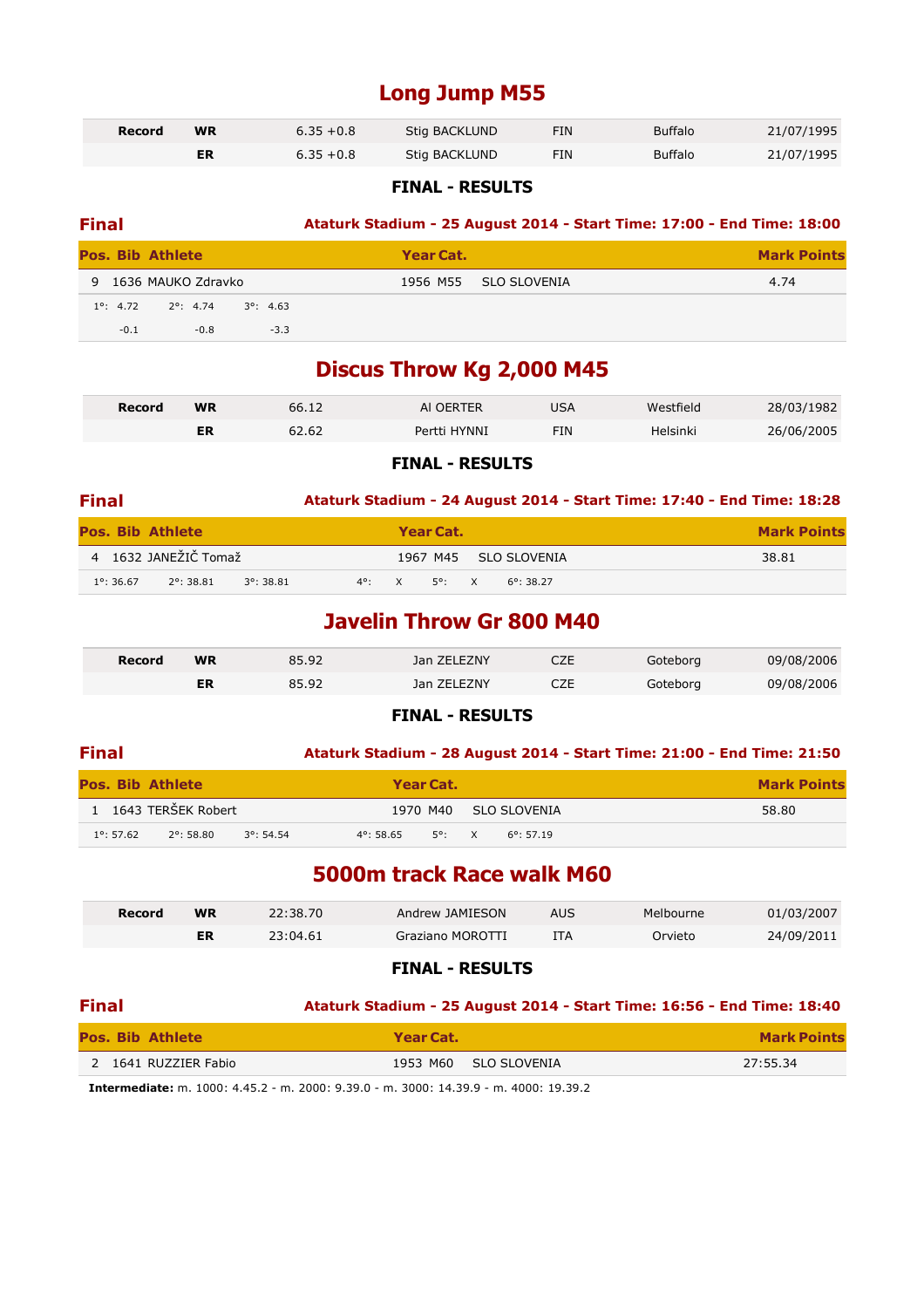# Long Jump M55

| Record | | | | | | |
|---|---|---|---|---|---|---|
| Record | WR | 6.35 +0.8 | Stig BACKLUND | FIN | Buffalo | 21/07/1995 |
| | ER | 6.35 +0.8 | Stig BACKLUND | FIN | Buffalo | 21/07/1995 |

**FINAL - RESULTS**

## Final

**Ataturk Stadium - 25 August 2014 - Start Time: 17:00 - End Time: 18:00**

| Pos. | Bib | Athlete | Year | Cat. | | Mark | Points |
|---|---|---|---|---|---|---|---|
| 9 | 1636 | MAUKO Zdravko | 1956 | M55 | SLO SLOVENIA | 4.74 | |

1°: 4.72 (-0.1) 2°: 4.74 (-0.8) 3°: 4.63 (-3.3)

# Discus Throw Kg 2,000 M45

| Record | | | | | | |
|---|---|---|---|---|---|---|
| Record | WR | 66.12 | Al OERTER | USA | Westfield | 28/03/1982 |
| | ER | 62.62 | Pertti HYNNI | FIN | Helsinki | 26/06/2005 |

**FINAL - RESULTS**

## Final

**Ataturk Stadium - 24 August 2014 - Start Time: 17:40 - End Time: 18:28**

| Pos. | Bib | Athlete | Year | Cat. | | Mark | Points |
|---|---|---|---|---|---|---|---|
| 4 | 1632 | JANEŽIČ Tomaž | 1967 | M45 | SLO SLOVENIA | 38.81 | |

1°: 36.67 2°: 38.81 3°: 38.81 4°: X 5°: X 6°: 38.27

# Javelin Throw Gr 800 M40

| Record | | | | | | |
|---|---|---|---|---|---|---|
| Record | WR | 85.92 | Jan ZELEZNY | CZE | Goteborg | 09/08/2006 |
| | ER | 85.92 | Jan ZELEZNY | CZE | Goteborg | 09/08/2006 |

**FINAL - RESULTS**

## Final

**Ataturk Stadium - 28 August 2014 - Start Time: 21:00 - End Time: 21:50**

| Pos. | Bib | Athlete | Year | Cat. | | Mark | Points |
|---|---|---|---|---|---|---|---|
| 1 | 1643 | TERŠEK Robert | 1970 | M40 | SLO SLOVENIA | 58.80 | |

1°: 57.62 2°: 58.80 3°: 54.54 4°: 58.65 5°: X 6°: 57.19

# 5000m track Race walk M60

| Record | | | | | | |
|---|---|---|---|---|---|---|
| Record | WR | 22:38.70 | Andrew JAMIESON | AUS | Melbourne | 01/03/2007 |
| | ER | 23:04.61 | Graziano MOROTTI | ITA | Orvieto | 24/09/2011 |

**FINAL - RESULTS**

## Final

**Ataturk Stadium - 25 August 2014 - Start Time: 16:56 - End Time: 18:40**

| Pos. | Bib | Athlete | Year | Cat. | | Mark | Points |
|---|---|---|---|---|---|---|---|
| 2 | 1641 | RUZZIER Fabio | 1953 | M60 | SLO SLOVENIA | 27:55.34 | |

**Intermediate:** m. 1000: 4.45.2 - m. 2000: 9.39.0 - m. 3000: 14.39.9 - m. 4000: 19.39.2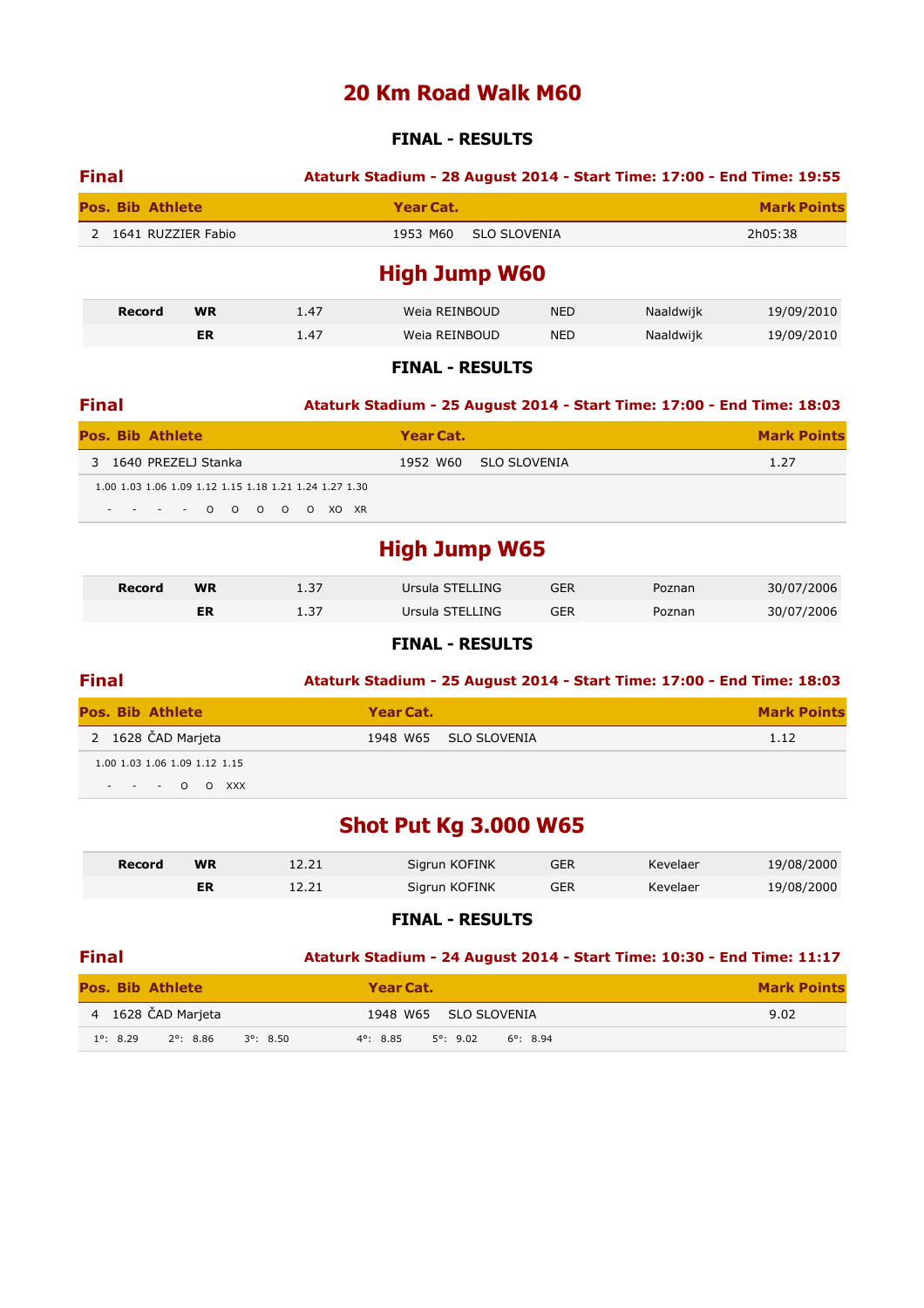# 20 Km Road Walk M60

### FINAL - RESULTS

**Final** — **Ataturk Stadium - 28 August 2014 - Start Time: 17:00 - End Time: 19:55**

| Pos. | Bib | Athlete | Year | Cat. | | Mark | Points |
|---|---|---|---|---|---|---|---|
| 2 | 1641 | RUZZIER Fabio | 1953 | M60 | SLO SLOVENIA | 2h05:38 | |

# High Jump W60

| Record | | | | | | |
|---|---|---|---|---|---|---|
| Record | WR | 1.47 | Weia REINBOUD | NED | Naaldwijk | 19/09/2010 |
| | ER | 1.47 | Weia REINBOUD | NED | Naaldwijk | 19/09/2010 |

### FINAL - RESULTS

**Final** — **Ataturk Stadium - 25 August 2014 - Start Time: 17:00 - End Time: 18:03**

| Pos. | Bib | Athlete | Year | Cat. | | Mark | Points |
|---|---|---|---|---|---|---|---|
| 3 | 1640 | PREZELJ Stanka | 1952 | W60 | SLO SLOVENIA | 1.27 | |

| 1.00 | 1.03 | 1.06 | 1.09 | 1.12 | 1.15 | 1.18 | 1.21 | 1.24 | 1.27 | 1.30 |
|---|---|---|---|---|---|---|---|---|---|---|
| - | - | - | - | O | O | O | O | O | XO | XR |

# High Jump W65

| Record | | | | | | |
|---|---|---|---|---|---|---|
| Record | WR | 1.37 | Ursula STELLING | GER | Poznan | 30/07/2006 |
| | ER | 1.37 | Ursula STELLING | GER | Poznan | 30/07/2006 |

### FINAL - RESULTS

**Final** — **Ataturk Stadium - 25 August 2014 - Start Time: 17:00 - End Time: 18:03**

| Pos. | Bib | Athlete | Year | Cat. | | Mark | Points |
|---|---|---|---|---|---|---|---|
| 2 | 1628 | ČAD Marjeta | 1948 | W65 | SLO SLOVENIA | 1.12 | |

| 1.00 | 1.03 | 1.06 | 1.09 | 1.12 | 1.15 |
|---|---|---|---|---|---|
| - | - | - | O | O | XXX |

# Shot Put Kg 3.000 W65

| Record | | | | | | |
|---|---|---|---|---|---|---|
| Record | WR | 12.21 | Sigrun KOFINK | GER | Kevelaer | 19/08/2000 |
| | ER | 12.21 | Sigrun KOFINK | GER | Kevelaer | 19/08/2000 |

### FINAL - RESULTS

**Final** — **Ataturk Stadium - 24 August 2014 - Start Time: 10:30 - End Time: 11:17**

| Pos. | Bib | Athlete | Year | Cat. | | Mark | Points |
|---|---|---|---|---|---|---|---|
| 4 | 1628 | ČAD Marjeta | 1948 | W65 | SLO SLOVENIA | 9.02 | |

| 1°: 8.29 | 2°: 8.86 | 3°: 8.50 | 4°: 8.85 | 5°: 9.02 | 6°: 8.94 |
|---|---|---|---|---|---|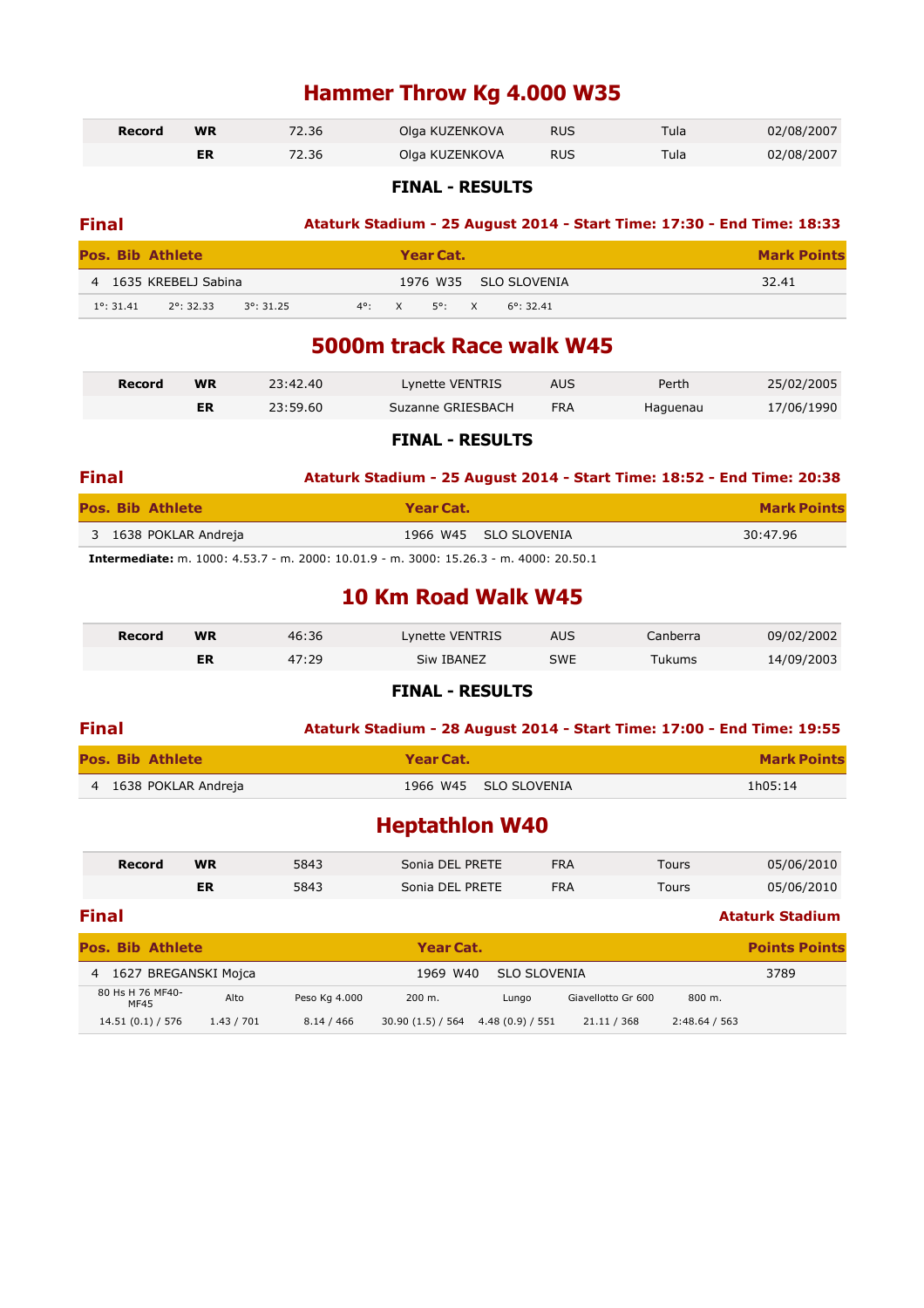# Hammer Throw Kg 4.000 W35

| Record | | | | | | |
|---|---|---|---|---|---|---|
| Record | WR | 72.36 | Olga KUZENKOVA | RUS | Tula | 02/08/2007 |
| | ER | 72.36 | Olga KUZENKOVA | RUS | Tula | 02/08/2007 |

### FINAL - RESULTS

**Final** — **Ataturk Stadium - 25 August 2014 - Start Time: 17:30 - End Time: 18:33**

| Pos. | Bib | Athlete | Year | Cat. | | Mark | Points |
|---|---|---|---|---|---|---|---|
| 4 | 1635 | KREBELJ Sabina | 1976 | W35 | SLO SLOVENIA | 32.41 | |

1°: 31.41 2°: 32.33 3°: 31.25 4°: X 5°: X 6°: 32.41

# 5000m track Race walk W45

| Record | | | | | | |
|---|---|---|---|---|---|---|
| Record | WR | 23:42.40 | Lynette VENTRIS | AUS | Perth | 25/02/2005 |
| | ER | 23:59.60 | Suzanne GRIESBACH | FRA | Haguenau | 17/06/1990 |

### FINAL - RESULTS

**Final** — **Ataturk Stadium - 25 August 2014 - Start Time: 18:52 - End Time: 20:38**

| Pos. | Bib | Athlete | Year | Cat. | | Mark | Points |
|---|---|---|---|---|---|---|---|
| 3 | 1638 | POKLAR Andreja | 1966 | W45 | SLO SLOVENIA | 30:47.96 | |

**Intermediate:** m. 1000: 4.53.7 - m. 2000: 10.01.9 - m. 3000: 15.26.3 - m. 4000: 20.50.1

# 10 Km Road Walk W45

| Record | | | | | | |
|---|---|---|---|---|---|---|
| Record | WR | 46:36 | Lynette VENTRIS | AUS | Canberra | 09/02/2002 |
| | ER | 47:29 | Siw IBANEZ | SWE | Tukums | 14/09/2003 |

### FINAL - RESULTS

**Final** — **Ataturk Stadium - 28 August 2014 - Start Time: 17:00 - End Time: 19:55**

| Pos. | Bib | Athlete | Year | Cat. | | Mark | Points |
|---|---|---|---|---|---|---|---|
| 4 | 1638 | POKLAR Andreja | 1966 | W45 | SLO SLOVENIA | 1h05:14 | |

# Heptathlon W40

| Record | | | | | | |
|---|---|---|---|---|---|---|
| Record | WR | 5843 | Sonia DEL PRETE | FRA | Tours | 05/06/2010 |
| | ER | 5843 | Sonia DEL PRETE | FRA | Tours | 05/06/2010 |

**Final** — **Ataturk Stadium**

| Pos. | Bib | Athlete | Year | Cat. | | Points | Points |
|---|---|---|---|---|---|---|---|
| 4 | 1627 | BREGANSKI Mojca | 1969 | W40 | SLO SLOVENIA | 3789 | |

| 80 Hs H 76 MF40-MF45 | Alto | Peso Kg 4.000 | 200 m. | Lungo | Giavellotto Gr 600 | 800 m. |
|---|---|---|---|---|---|---|
| 14.51 (0.1) / 576 | 1.43 / 701 | 8.14 / 466 | 30.90 (1.5) / 564 | 4.48 (0.9) / 551 | 21.11 / 368 | 2:48.64 / 563 |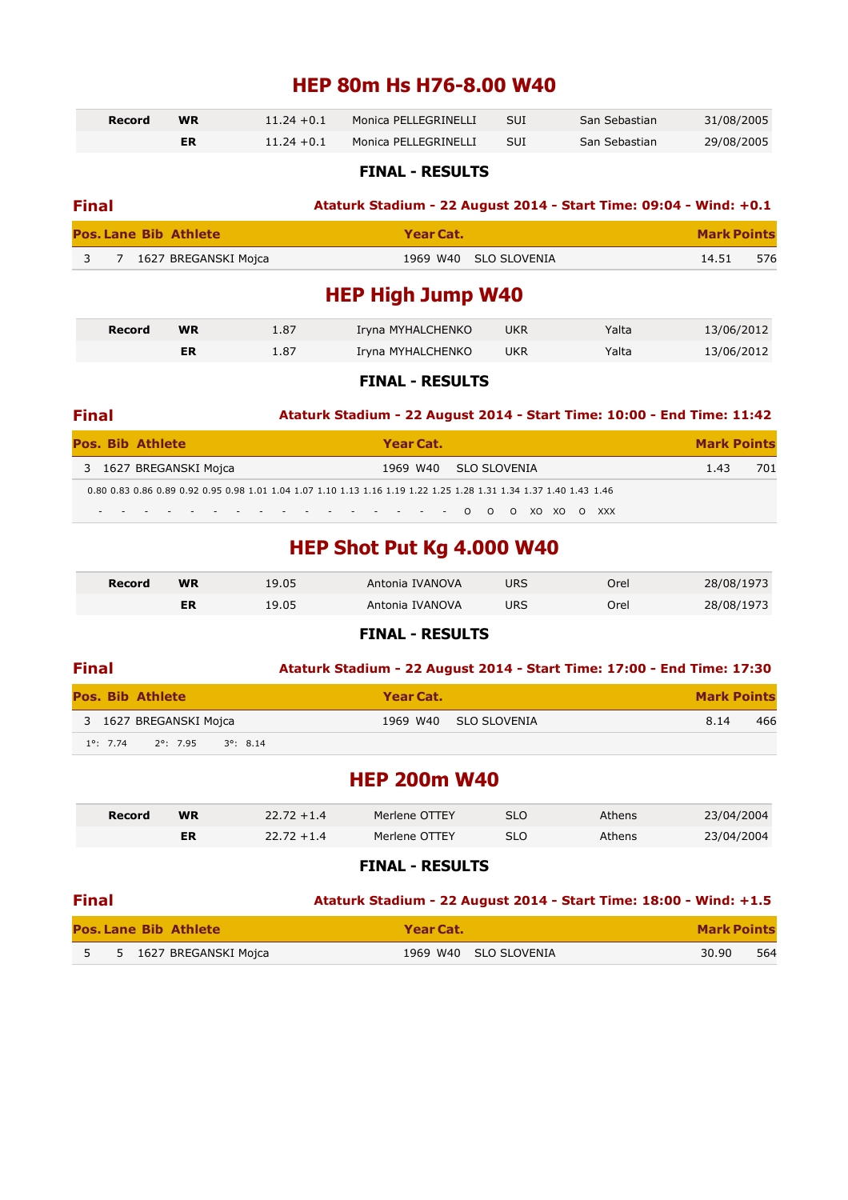# HEP 80m Hs H76-8.00 W40

| Record | | | | | | |
|---|---|---|---|---|---|---|
| Record | WR | 11.24 +0.1 | Monica PELLEGRINELLI | SUI | San Sebastian | 31/08/2005 |
| | ER | 11.24 +0.1 | Monica PELLEGRINELLI | SUI | San Sebastian | 29/08/2005 |

### FINAL - RESULTS

**Final** — Ataturk Stadium - 22 August 2014 - Start Time: 09:04 - Wind: +0.1

| Pos. | Lane | Bib | Athlete | Year | Cat. | | Mark | Points |
|---|---|---|---|---|---|---|---|---|
| 3 | 7 | 1627 | BREGANSKI Mojca | 1969 | W40 | SLO SLOVENIA | 14.51 | 576 |

# HEP High Jump W40

| Record | | | | | | |
|---|---|---|---|---|---|---|
| Record | WR | 1.87 | Iryna MYHALCHENKO | UKR | Yalta | 13/06/2012 |
| | ER | 1.87 | Iryna MYHALCHENKO | UKR | Yalta | 13/06/2012 |

### FINAL - RESULTS

**Final** — Ataturk Stadium - 22 August 2014 - Start Time: 10:00 - End Time: 11:42

| Pos. | Bib | Athlete | Year | Cat. | | Mark | Points |
|---|---|---|---|---|---|---|---|
| 3 | 1627 | BREGANSKI Mojca | 1969 | W40 | SLO SLOVENIA | 1.43 | 701 |

| 0.80 | 0.83 | 0.86 | 0.89 | 0.92 | 0.95 | 0.98 | 1.01 | 1.04 | 1.07 | 1.10 | 1.13 | 1.16 | 1.19 | 1.22 | 1.25 | 1.28 | 1.31 | 1.34 | 1.37 | 1.40 | 1.43 | 1.46 |
|---|---|---|---|---|---|---|---|---|---|---|---|---|---|---|---|---|---|---|---|---|---|---|
| - | - | - | - | - | - | - | - | - | - | - | - | - | - | - | - | O | O | O | XO | XO | O | XXX |

# HEP Shot Put Kg 4.000 W40

| Record | | | | | | |
|---|---|---|---|---|---|---|
| Record | WR | 19.05 | Antonia IVANOVA | URS | Orel | 28/08/1973 |
| | ER | 19.05 | Antonia IVANOVA | URS | Orel | 28/08/1973 |

### FINAL - RESULTS

**Final** — Ataturk Stadium - 22 August 2014 - Start Time: 17:00 - End Time: 17:30

| Pos. | Bib | Athlete | Year | Cat. | | Mark | Points |
|---|---|---|---|---|---|---|---|
| 3 | 1627 | BREGANSKI Mojca | 1969 | W40 | SLO SLOVENIA | 8.14 | 466 |

1°: 7.74 2°: 7.95 3°: 8.14

# HEP 200m W40

| Record | | | | | | |
|---|---|---|---|---|---|---|
| Record | WR | 22.72 +1.4 | Merlene OTTEY | SLO | Athens | 23/04/2004 |
| | ER | 22.72 +1.4 | Merlene OTTEY | SLO | Athens | 23/04/2004 |

### FINAL - RESULTS

**Final** — Ataturk Stadium - 22 August 2014 - Start Time: 18:00 - Wind: +1.5

| Pos. | Lane | Bib | Athlete | Year | Cat. | | Mark | Points |
|---|---|---|---|---|---|---|---|---|
| 5 | 5 | 1627 | BREGANSKI Mojca | 1969 | W40 | SLO SLOVENIA | 30.90 | 564 |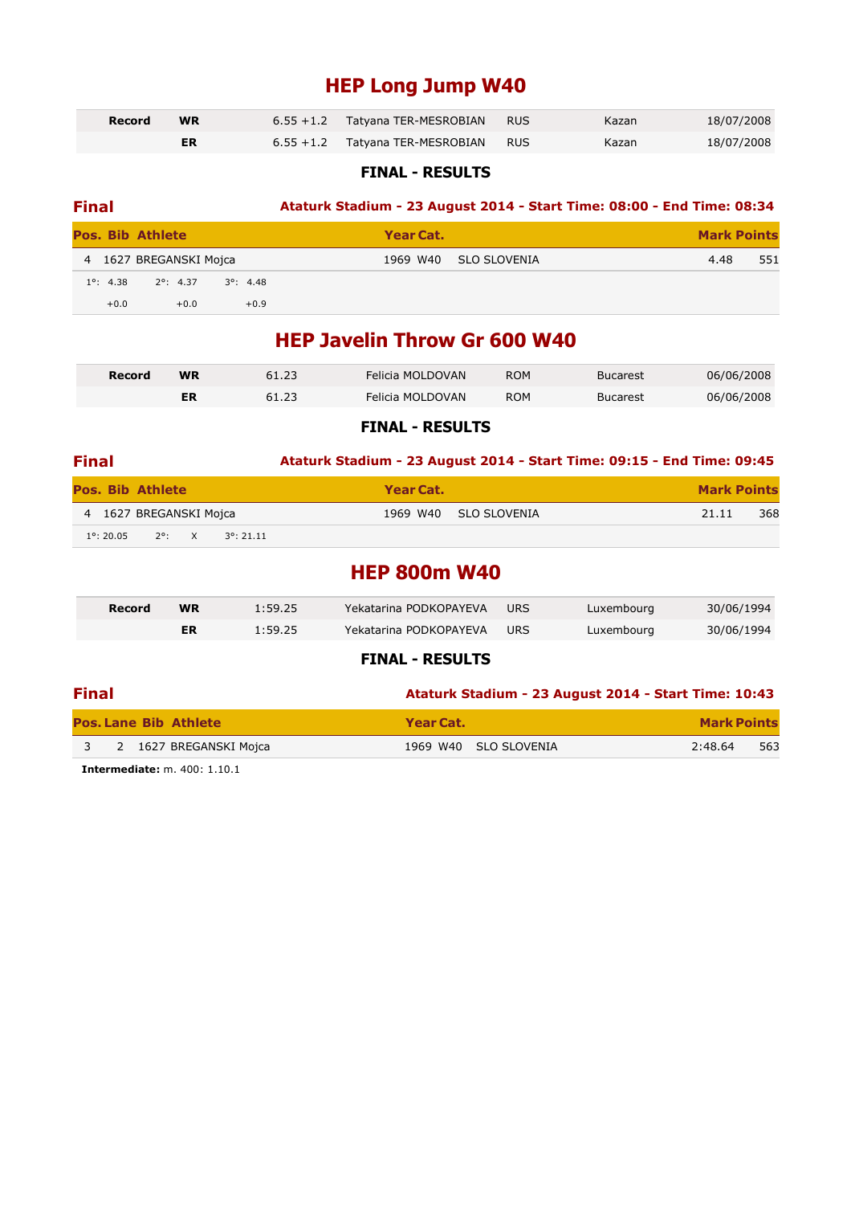# HEP Long Jump W40

| Record | | | | | | |
|---|---|---|---|---|---|---|
| Record | WR | 6.55 +1.2 | Tatyana TER-MESROBIAN | RUS | Kazan | 18/07/2008 |
| | ER | 6.55 +1.2 | Tatyana TER-MESROBIAN | RUS | Kazan | 18/07/2008 |

### FINAL - RESULTS

**Final** — **Ataturk Stadium - 23 August 2014 - Start Time: 08:00 - End Time: 08:34**

| Pos. | Bib | Athlete | Year | Cat. | | Mark | Points |
|---|---|---|---|---|---|---|---|
| 4 | 1627 | BREGANSKI Mojca | 1969 | W40 | SLO SLOVENIA | 4.48 | 551 |

1°: 4.38 2°: 4.37 3°: 4.48
+0.0 +0.0 +0.9

# HEP Javelin Throw Gr 600 W40

| Record | | | | | | |
|---|---|---|---|---|---|---|
| Record | WR | 61.23 | Felicia MOLDOVAN | ROM | Bucarest | 06/06/2008 |
| | ER | 61.23 | Felicia MOLDOVAN | ROM | Bucarest | 06/06/2008 |

### FINAL - RESULTS

**Final** — **Ataturk Stadium - 23 August 2014 - Start Time: 09:15 - End Time: 09:45**

| Pos. | Bib | Athlete | Year | Cat. | | Mark | Points |
|---|---|---|---|---|---|---|---|
| 4 | 1627 | BREGANSKI Mojca | 1969 | W40 | SLO SLOVENIA | 21.11 | 368 |

1°: 20.05 2°: X 3°: 21.11

# HEP 800m W40

| Record | | | | | | |
|---|---|---|---|---|---|---|
| Record | WR | 1:59.25 | Yekatarina PODKOPAYEVA | URS | Luxembourg | 30/06/1994 |
| | ER | 1:59.25 | Yekatarina PODKOPAYEVA | URS | Luxembourg | 30/06/1994 |

### FINAL - RESULTS

**Final** — **Ataturk Stadium - 23 August 2014 - Start Time: 10:43**

| Pos. | Lane | Bib | Athlete | Year | Cat. | | Mark | Points |
|---|---|---|---|---|---|---|---|---|
| 3 | 2 | 1627 | BREGANSKI Mojca | 1969 | W40 | SLO SLOVENIA | 2:48.64 | 563 |

**Intermediate:** m. 400: 1.10.1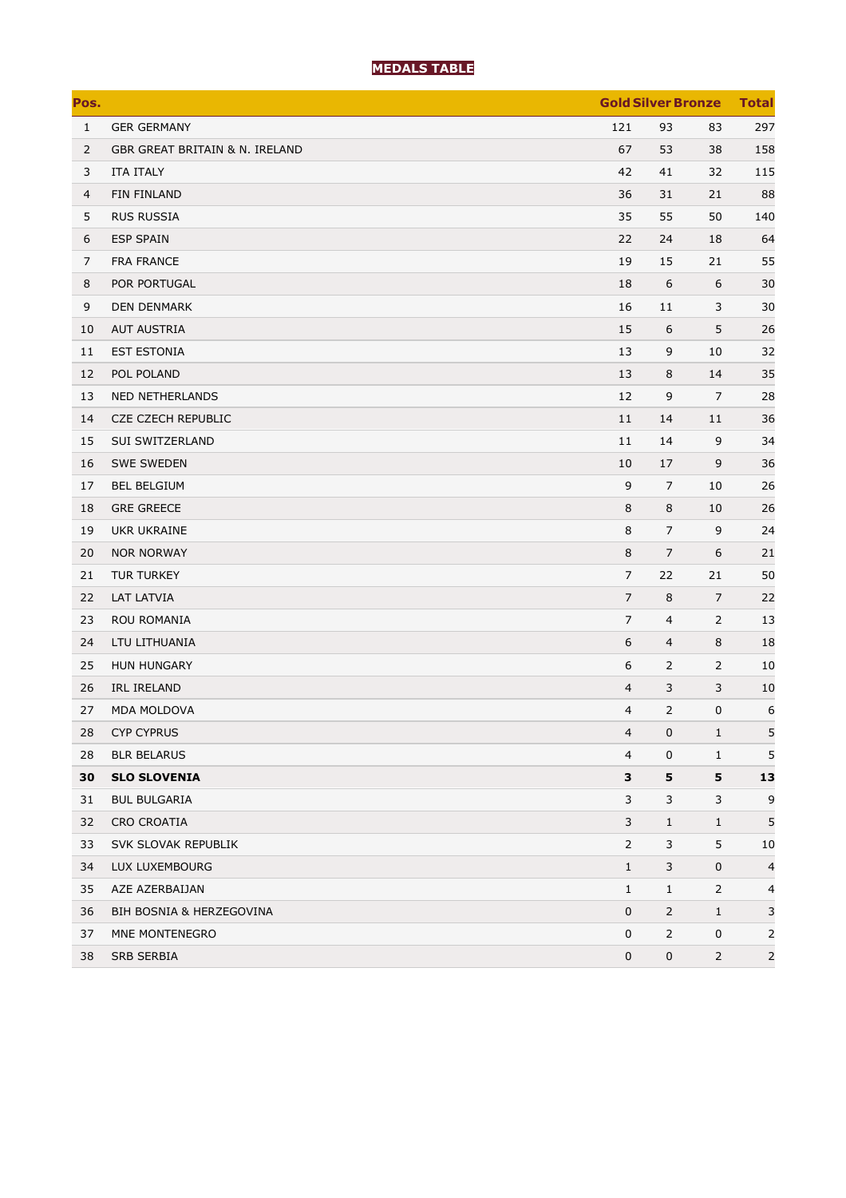**MEDALS TABLE**

| Pos. | | Gold | Silver | Bronze | Total |
|---|---|---|---|---|---|
| 1 | GER GERMANY | 121 | 93 | 83 | 297 |
| 2 | GBR GREAT BRITAIN & N. IRELAND | 67 | 53 | 38 | 158 |
| 3 | ITA ITALY | 42 | 41 | 32 | 115 |
| 4 | FIN FINLAND | 36 | 31 | 21 | 88 |
| 5 | RUS RUSSIA | 35 | 55 | 50 | 140 |
| 6 | ESP SPAIN | 22 | 24 | 18 | 64 |
| 7 | FRA FRANCE | 19 | 15 | 21 | 55 |
| 8 | POR PORTUGAL | 18 | 6 | 6 | 30 |
| 9 | DEN DENMARK | 16 | 11 | 3 | 30 |
| 10 | AUT AUSTRIA | 15 | 6 | 5 | 26 |
| 11 | EST ESTONIA | 13 | 9 | 10 | 32 |
| 12 | POL POLAND | 13 | 8 | 14 | 35 |
| 13 | NED NETHERLANDS | 12 | 9 | 7 | 28 |
| 14 | CZE CZECH REPUBLIC | 11 | 14 | 11 | 36 |
| 15 | SUI SWITZERLAND | 11 | 14 | 9 | 34 |
| 16 | SWE SWEDEN | 10 | 17 | 9 | 36 |
| 17 | BEL BELGIUM | 9 | 7 | 10 | 26 |
| 18 | GRE GREECE | 8 | 8 | 10 | 26 |
| 19 | UKR UKRAINE | 8 | 7 | 9 | 24 |
| 20 | NOR NORWAY | 8 | 7 | 6 | 21 |
| 21 | TUR TURKEY | 7 | 22 | 21 | 50 |
| 22 | LAT LATVIA | 7 | 8 | 7 | 22 |
| 23 | ROU ROMANIA | 7 | 4 | 2 | 13 |
| 24 | LTU LITHUANIA | 6 | 4 | 8 | 18 |
| 25 | HUN HUNGARY | 6 | 2 | 2 | 10 |
| 26 | IRL IRELAND | 4 | 3 | 3 | 10 |
| 27 | MDA MOLDOVA | 4 | 2 | 0 | 6 |
| 28 | CYP CYPRUS | 4 | 0 | 1 | 5 |
| 28 | BLR BELARUS | 4 | 0 | 1 | 5 |
| **30** | **SLO SLOVENIA** | **3** | **5** | **5** | **13** |
| 31 | BUL BULGARIA | 3 | 3 | 3 | 9 |
| 32 | CRO CROATIA | 3 | 1 | 1 | 5 |
| 33 | SVK SLOVAK REPUBLIK | 2 | 3 | 5 | 10 |
| 34 | LUX LUXEMBOURG | 1 | 3 | 0 | 4 |
| 35 | AZE AZERBAIJAN | 1 | 1 | 2 | 4 |
| 36 | BIH BOSNIA & HERZEGOVINA | 0 | 2 | 1 | 3 |
| 37 | MNE MONTENEGRO | 0 | 2 | 0 | 2 |
| 38 | SRB SERBIA | 0 | 0 | 2 | 2 |